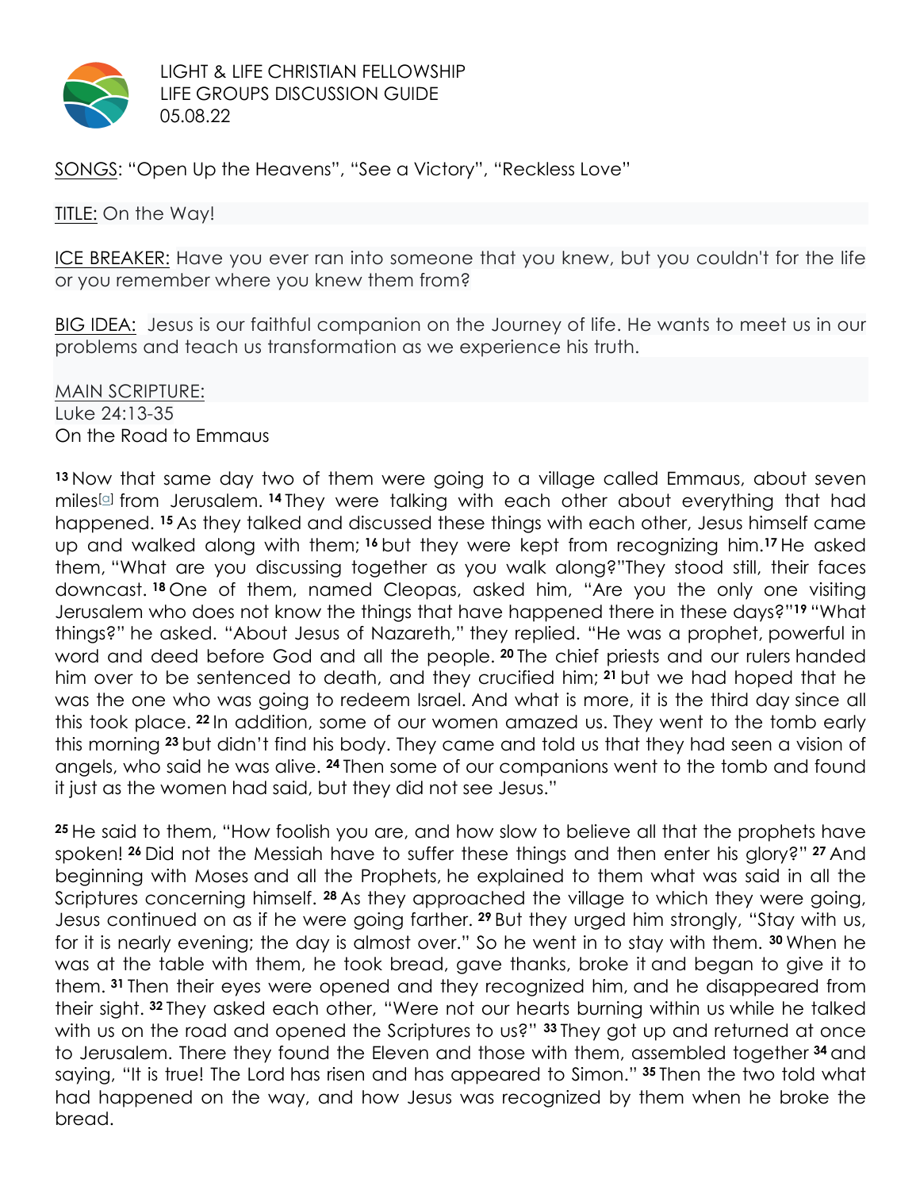LIGHT & LIFE CHRISTIAN FELLOWSHIP
LIFE GROUPS DISCUSSION GUIDE
05.08.22

SONGS: "Open Up the Heavens", "See a Victory", "Reckless Love"

TITLE: On the Way!

ICE BREAKER: Have you ever ran into someone that you knew, but you couldn't for the life or you remember where you knew them from?

BIG IDEA: Jesus is our faithful companion on the Journey of life. He wants to meet us in our problems and teach us transformation as we experience his truth.

MAIN SCRIPTURE:
Luke 24:13-35
On the Road to Emmaus

[13] Now that same day two of them were going to a village called Emmaus, about seven miles[a] from Jerusalem. [14] They were talking with each other about everything that had happened. [15] As they talked and discussed these things with each other, Jesus himself came up and walked along with them; [16] but they were kept from recognizing him. [17] He asked them, "What are you discussing together as you walk along?"They stood still, their faces downcast. [18] One of them, named Cleopas, asked him, "Are you the only one visiting Jerusalem who does not know the things that have happened there in these days?"[19] "What things?" he asked. "About Jesus of Nazareth," they replied. "He was a prophet, powerful in word and deed before God and all the people. [20] The chief priests and our rulers handed him over to be sentenced to death, and they crucified him; [21] but we had hoped that he was the one who was going to redeem Israel. And what is more, it is the third day since all this took place. [22] In addition, some of our women amazed us. They went to the tomb early this morning [23] but didn't find his body. They came and told us that they had seen a vision of angels, who said he was alive. [24] Then some of our companions went to the tomb and found it just as the women had said, but they did not see Jesus."

[25] He said to them, "How foolish you are, and how slow to believe all that the prophets have spoken! [26] Did not the Messiah have to suffer these things and then enter his glory?" [27] And beginning with Moses and all the Prophets, he explained to them what was said in all the Scriptures concerning himself. [28] As they approached the village to which they were going, Jesus continued on as if he were going farther. [29] But they urged him strongly, "Stay with us, for it is nearly evening; the day is almost over." So he went in to stay with them. [30] When he was at the table with them, he took bread, gave thanks, broke it and began to give it to them. [31] Then their eyes were opened and they recognized him, and he disappeared from their sight. [32] They asked each other, "Were not our hearts burning within us while he talked with us on the road and opened the Scriptures to us?" [33] They got up and returned at once to Jerusalem. There they found the Eleven and those with them, assembled together [34] and saying, "It is true! The Lord has risen and has appeared to Simon." [35] Then the two told what had happened on the way, and how Jesus was recognized by them when he broke the bread.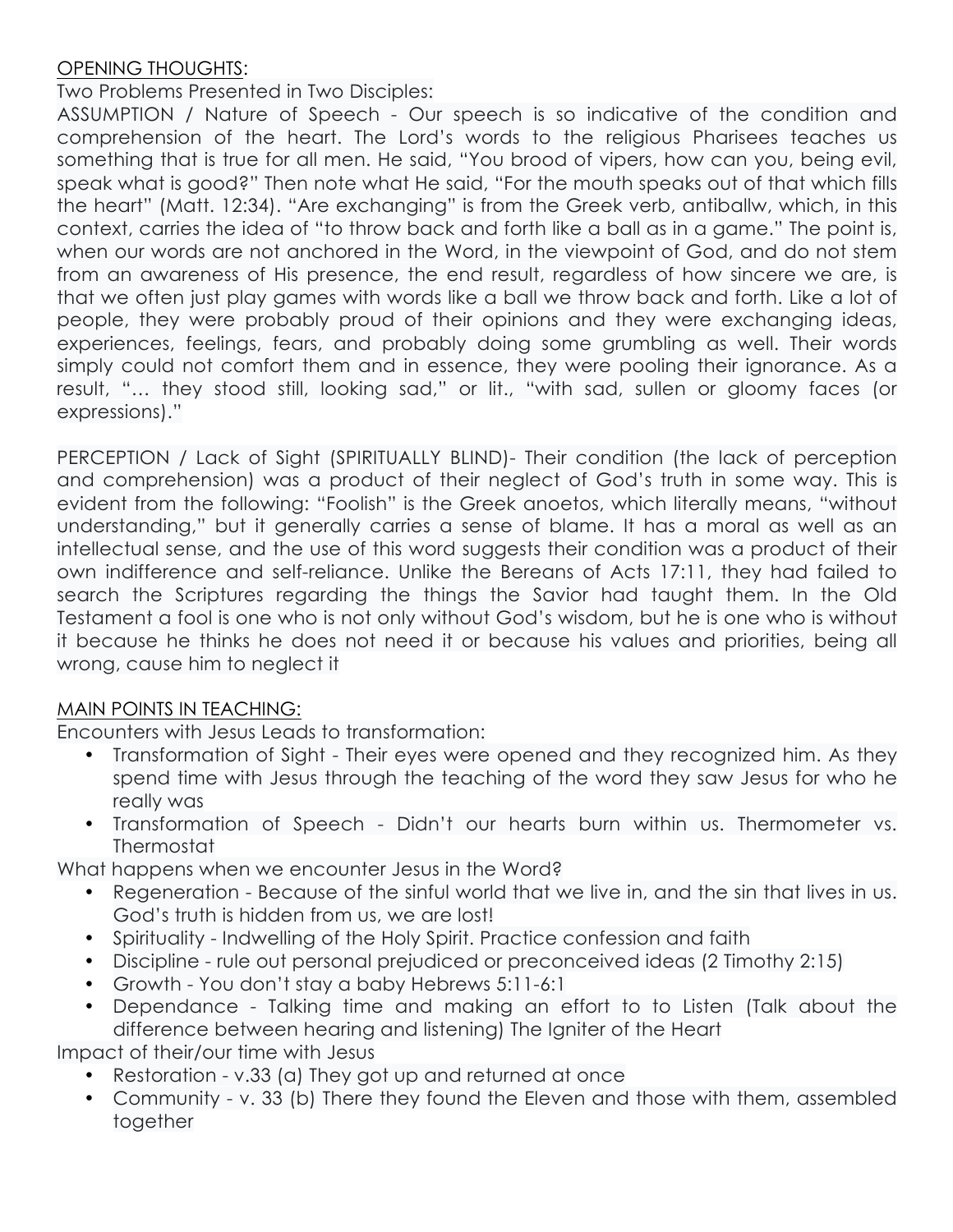<u>OPENING THOUGHTS</u>:

Two Problems Presented in Two Disciples:

ASSUMPTION / Nature of Speech - Our speech is so indicative of the condition and comprehension of the heart. The Lord's words to the religious Pharisees teaches us something that is true for all men. He said, "You brood of vipers, how can you, being evil, speak what is good?" Then note what He said, "For the mouth speaks out of that which fills the heart" (Matt. 12:34). "Are exchanging" is from the Greek verb, antiballw, which, in this context, carries the idea of "to throw back and forth like a ball as in a game." The point is, when our words are not anchored in the Word, in the viewpoint of God, and do not stem from an awareness of His presence, the end result, regardless of how sincere we are, is that we often just play games with words like a ball we throw back and forth. Like a lot of people, they were probably proud of their opinions and they were exchanging ideas, experiences, feelings, fears, and probably doing some grumbling as well. Their words simply could not comfort them and in essence, they were pooling their ignorance. As a result, "… they stood still, looking sad," or lit., "with sad, sullen or gloomy faces (or expressions)."

PERCEPTION / Lack of Sight (SPIRITUALLY BLIND)- Their condition (the lack of perception and comprehension) was a product of their neglect of God's truth in some way. This is evident from the following: "Foolish" is the Greek anoetos, which literally means, "without understanding," but it generally carries a sense of blame. It has a moral as well as an intellectual sense, and the use of this word suggests their condition was a product of their own indifference and self-reliance. Unlike the Bereans of Acts 17:11, they had failed to search the Scriptures regarding the things the Savior had taught them. In the Old Testament a fool is one who is not only without God's wisdom, but he is one who is without it because he thinks he does not need it or because his values and priorities, being all wrong, cause him to neglect it

<u>MAIN POINTS IN TEACHING:</u>

Encounters with Jesus Leads to transformation:

- Transformation of Sight - Their eyes were opened and they recognized him. As they spend time with Jesus through the teaching of the word they saw Jesus for who he really was
- Transformation of Speech - Didn't our hearts burn within us. Thermometer vs. Thermostat

What happens when we encounter Jesus in the Word?

- Regeneration - Because of the sinful world that we live in, and the sin that lives in us. God's truth is hidden from us, we are lost!
- Spirituality - Indwelling of the Holy Spirit. Practice confession and faith
- Discipline - rule out personal prejudiced or preconceived ideas (2 Timothy 2:15)
- Growth - You don't stay a baby Hebrews 5:11-6:1
- Dependance - Talking time and making an effort to to Listen (Talk about the difference between hearing and listening) The Igniter of the Heart

Impact of their/our time with Jesus

- Restoration - v.33 (a) They got up and returned at once
- Community - v. 33 (b) There they found the Eleven and those with them, assembled together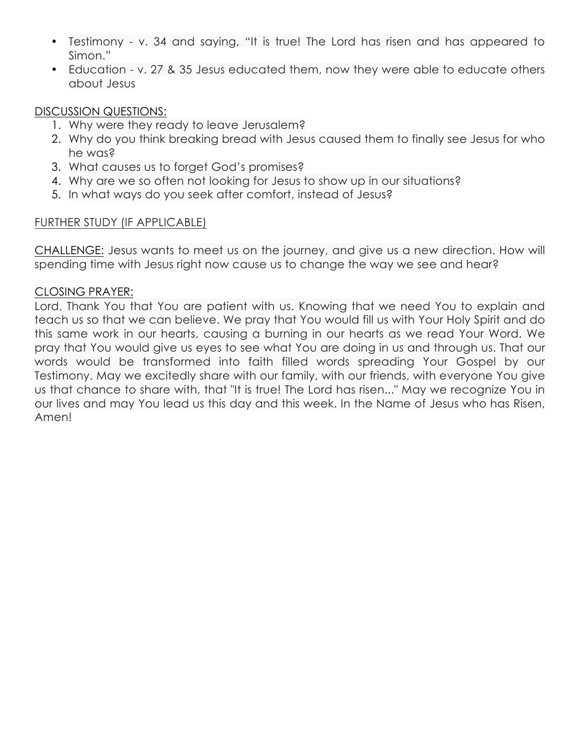- Testimony - v. 34 and saying, "It is true! The Lord has risen and has appeared to Simon."
- Education - v. 27 & 35 Jesus educated them, now they were able to educate others about Jesus

DISCUSSION QUESTIONS:

1. Why were they ready to leave Jerusalem?
2. Why do you think breaking bread with Jesus caused them to finally see Jesus for who he was?
3. What causes us to forget God's promises?
4. Why are we so often not looking for Jesus to show up in our situations?
5. In what ways do you seek after comfort, instead of Jesus?

FURTHER STUDY (IF APPLICABLE)

CHALLENGE: Jesus wants to meet us on the journey, and give us a new direction. How will spending time with Jesus right now cause us to change the way we see and hear?

CLOSING PRAYER:
Lord, Thank You that You are patient with us. Knowing that we need You to explain and teach us so that we can believe. We pray that You would fill us with Your Holy Spirit and do this same work in our hearts, causing a burning in our hearts as we read Your Word. We pray that You would give us eyes to see what You are doing in us and through us. That our words would be transformed into faith filled words spreading Your Gospel by our Testimony. May we excitedly share with our family, with our friends, with everyone You give us that chance to share with, that "It is true! The Lord has risen..." May we recognize You in our lives and may You lead us this day and this week. In the Name of Jesus who has Risen, Amen!